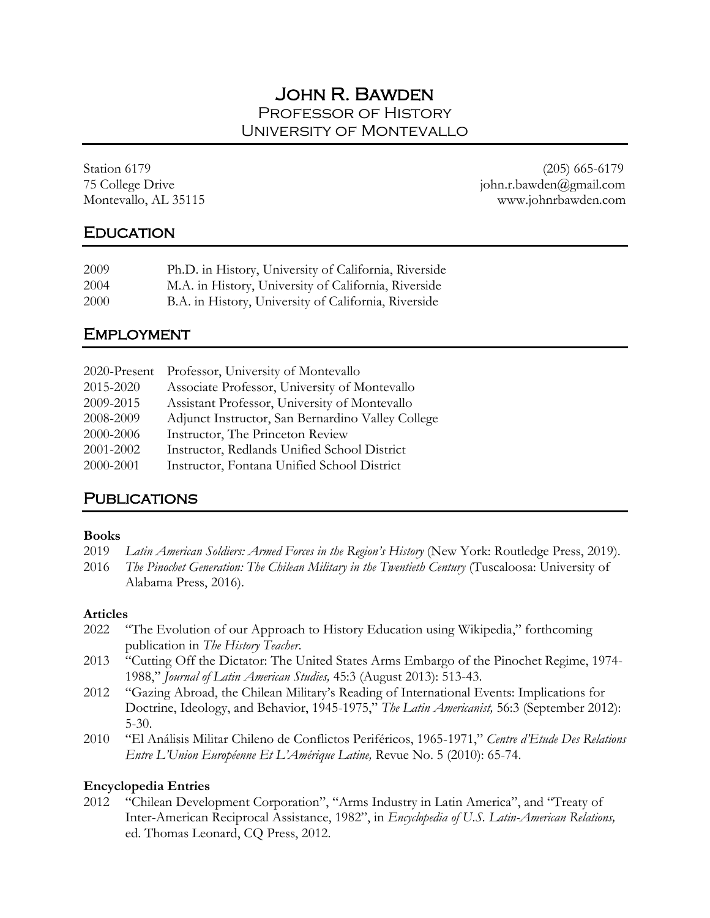# John R. Bawden

## Professor of History
## University of Montevallo

Station 6179
75 College Drive
Montevallo, AL 35115

(205) 665-6179
john.r.bawden@gmail.com
www.johnrbawden.com

## Education

| | |
|---|---|
| 2009 | Ph.D. in History, University of California, Riverside |
| 2004 | M.A. in History, University of California, Riverside |
| 2000 | B.A. in History, University of California, Riverside |

## Employment

| | |
|---|---|
| 2020-Present | Professor, University of Montevallo |
| 2015-2020 | Associate Professor, University of Montevallo |
| 2009-2015 | Assistant Professor, University of Montevallo |
| 2008-2009 | Adjunct Instructor, San Bernardino Valley College |
| 2000-2006 | Instructor, The Princeton Review |
| 2001-2002 | Instructor, Redlands Unified School District |
| 2000-2001 | Instructor, Fontana Unified School District |

## Publications

**Books**

2019 *Latin American Soldiers: Armed Forces in the Region's History* (New York: Routledge Press, 2019).

2016 *The Pinochet Generation: The Chilean Military in the Twentieth Century* (Tuscaloosa: University of Alabama Press, 2016).

**Articles**

2022 "The Evolution of our Approach to History Education using Wikipedia," forthcoming publication in *The History Teacher*.

2013 "Cutting Off the Dictator: The United States Arms Embargo of the Pinochet Regime, 1974-1988," *Journal of Latin American Studies,* 45:3 (August 2013): 513-43.

2012 "Gazing Abroad, the Chilean Military's Reading of International Events: Implications for Doctrine, Ideology, and Behavior, 1945-1975," *The Latin Americanist,* 56:3 (September 2012): 5-30.

2010 "El Análisis Militar Chileno de Conflictos Periféricos, 1965-1971," *Centre d'Etude Des Relations Entre L'Union Européenne Et L'Amérique Latine,* Revue No. 5 (2010): 65-74.

**Encyclopedia Entries**

2012 "Chilean Development Corporation", "Arms Industry in Latin America", and "Treaty of Inter-American Reciprocal Assistance, 1982", in *Encyclopedia of U.S. Latin-American Relations,* ed. Thomas Leonard, CQ Press, 2012.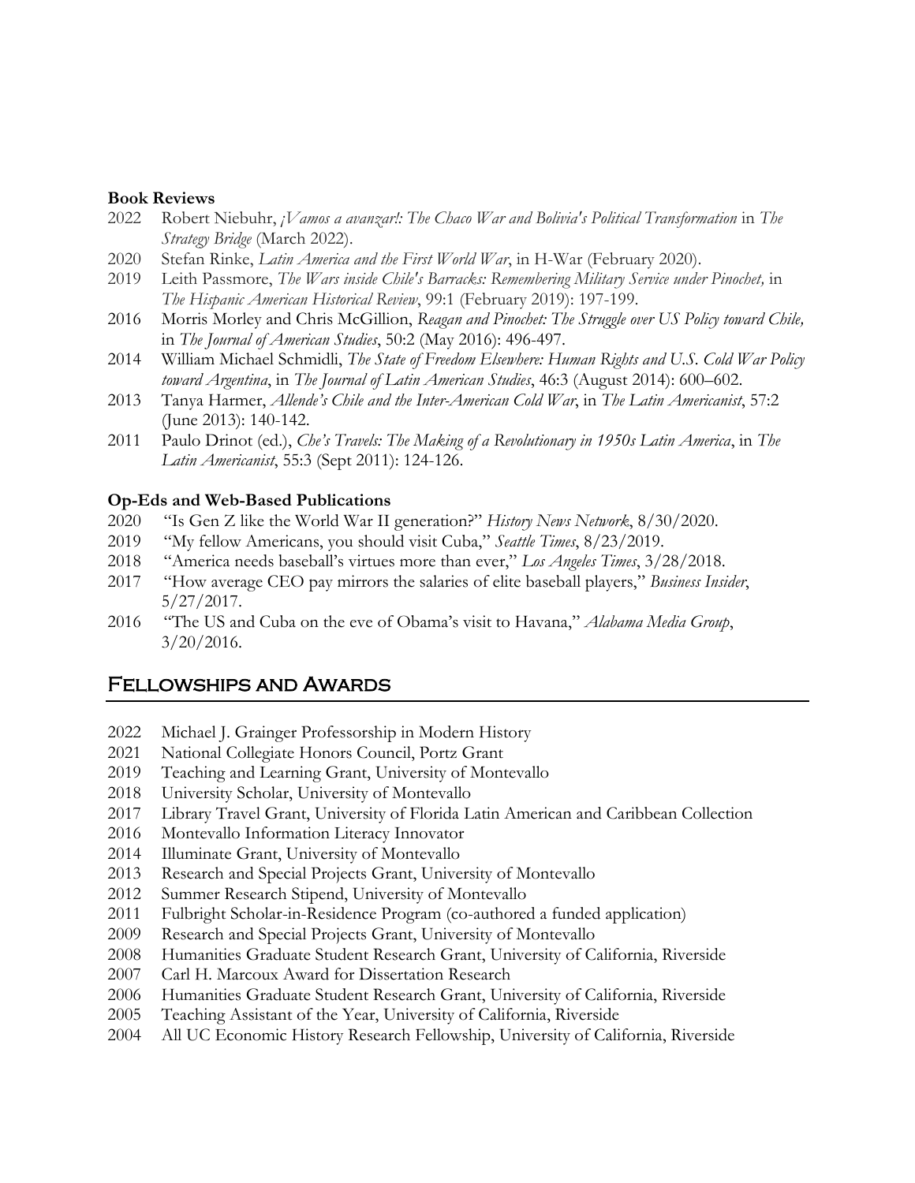**Book Reviews**

2022 Robert Niebuhr, *¡Vamos a avanzar!: The Chaco War and Bolivia's Political Transformation* in *The Strategy Bridge* (March 2022).

2020 Stefan Rinke, *Latin America and the First World War*, in H-War (February 2020).

2019 Leith Passmore, *The Wars inside Chile's Barracks: Remembering Military Service under Pinochet,* in *The Hispanic American Historical Review*, 99:1 (February 2019): 197-199.

2016 Morris Morley and Chris McGillion, *Reagan and Pinochet: The Struggle over US Policy toward Chile,* in *The Journal of American Studies*, 50:2 (May 2016): 496-497.

2014 William Michael Schmidli, *The State of Freedom Elsewhere: Human Rights and U.S. Cold War Policy toward Argentina*, in *The Journal of Latin American Studies*, 46:3 (August 2014): 600–602.

2013 Tanya Harmer, *Allende's Chile and the Inter-American Cold War*, in *The Latin Americanist*, 57:2 (June 2013): 140-142.

2011 Paulo Drinot (ed.), *Che's Travels: The Making of a Revolutionary in 1950s Latin America*, in *The Latin Americanist*, 55:3 (Sept 2011): 124-126.

**Op-Eds and Web-Based Publications**

2020 "Is Gen Z like the World War II generation?" *History News Network*, 8/30/2020.

2019 "My fellow Americans, you should visit Cuba," *Seattle Times*, 8/23/2019.

2018 "America needs baseball's virtues more than ever," *Los Angeles Times*, 3/28/2018.

2017 "How average CEO pay mirrors the salaries of elite baseball players," *Business Insider*, 5/27/2017.

2016 "The US and Cuba on the eve of Obama's visit to Havana," *Alabama Media Group*, 3/20/2016.

## Fellowships and Awards

2022 Michael J. Grainger Professorship in Modern History

2021 National Collegiate Honors Council, Portz Grant

2019 Teaching and Learning Grant, University of Montevallo

2018 University Scholar, University of Montevallo

2017 Library Travel Grant, University of Florida Latin American and Caribbean Collection

2016 Montevallo Information Literacy Innovator

2014 Illuminate Grant, University of Montevallo

2013 Research and Special Projects Grant, University of Montevallo

2012 Summer Research Stipend, University of Montevallo

2011 Fulbright Scholar-in-Residence Program (co-authored a funded application)

2009 Research and Special Projects Grant, University of Montevallo

2008 Humanities Graduate Student Research Grant, University of California, Riverside

2007 Carl H. Marcoux Award for Dissertation Research

2006 Humanities Graduate Student Research Grant, University of California, Riverside

2005 Teaching Assistant of the Year, University of California, Riverside

2004 All UC Economic History Research Fellowship, University of California, Riverside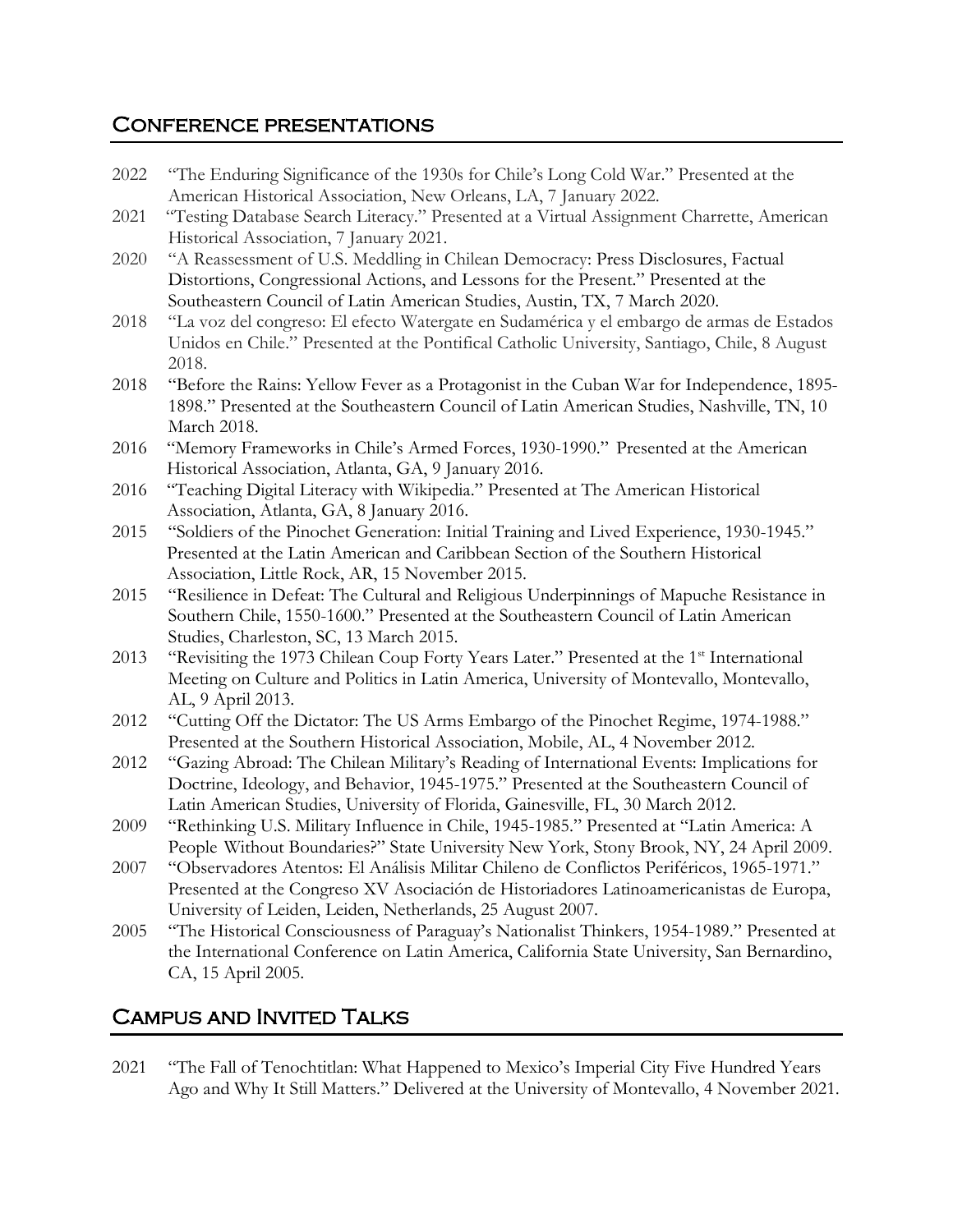## Conference presentations

2022 "The Enduring Significance of the 1930s for Chile's Long Cold War." Presented at the American Historical Association, New Orleans, LA, 7 January 2022.

2021 "Testing Database Search Literacy." Presented at a Virtual Assignment Charrette, American Historical Association, 7 January 2021.

2020 "A Reassessment of U.S. Meddling in Chilean Democracy: Press Disclosures, Factual Distortions, Congressional Actions, and Lessons for the Present." Presented at the Southeastern Council of Latin American Studies, Austin, TX, 7 March 2020.

2018 "La voz del congreso: El efecto Watergate en Sudamérica y el embargo de armas de Estados Unidos en Chile." Presented at the Pontifical Catholic University, Santiago, Chile, 8 August 2018.

2018 "Before the Rains: Yellow Fever as a Protagonist in the Cuban War for Independence, 1895-1898." Presented at the Southeastern Council of Latin American Studies, Nashville, TN, 10 March 2018.

2016 "Memory Frameworks in Chile's Armed Forces, 1930-1990." Presented at the American Historical Association, Atlanta, GA, 9 January 2016.

2016 "Teaching Digital Literacy with Wikipedia." Presented at The American Historical Association, Atlanta, GA, 8 January 2016.

2015 "Soldiers of the Pinochet Generation: Initial Training and Lived Experience, 1930-1945." Presented at the Latin American and Caribbean Section of the Southern Historical Association, Little Rock, AR, 15 November 2015.

2015 "Resilience in Defeat: The Cultural and Religious Underpinnings of Mapuche Resistance in Southern Chile, 1550-1600." Presented at the Southeastern Council of Latin American Studies, Charleston, SC, 13 March 2015.

2013 "Revisiting the 1973 Chilean Coup Forty Years Later." Presented at the 1st International Meeting on Culture and Politics in Latin America, University of Montevallo, Montevallo, AL, 9 April 2013.

2012 "Cutting Off the Dictator: The US Arms Embargo of the Pinochet Regime, 1974-1988." Presented at the Southern Historical Association, Mobile, AL, 4 November 2012.

2012 "Gazing Abroad: The Chilean Military's Reading of International Events: Implications for Doctrine, Ideology, and Behavior, 1945-1975." Presented at the Southeastern Council of Latin American Studies, University of Florida, Gainesville, FL, 30 March 2012.

2009 "Rethinking U.S. Military Influence in Chile, 1945-1985." Presented at "Latin America: A People Without Boundaries?" State University New York, Stony Brook, NY, 24 April 2009.

2007 "Observadores Atentos: El Análisis Militar Chileno de Conflictos Periféricos, 1965-1971." Presented at the Congreso XV Asociación de Historiadores Latinoamericanistas de Europa, University of Leiden, Leiden, Netherlands, 25 August 2007.

2005 "The Historical Consciousness of Paraguay's Nationalist Thinkers, 1954-1989." Presented at the International Conference on Latin America, California State University, San Bernardino, CA, 15 April 2005.

## Campus and Invited Talks

2021 "The Fall of Tenochtitlan: What Happened to Mexico's Imperial City Five Hundred Years Ago and Why It Still Matters." Delivered at the University of Montevallo, 4 November 2021.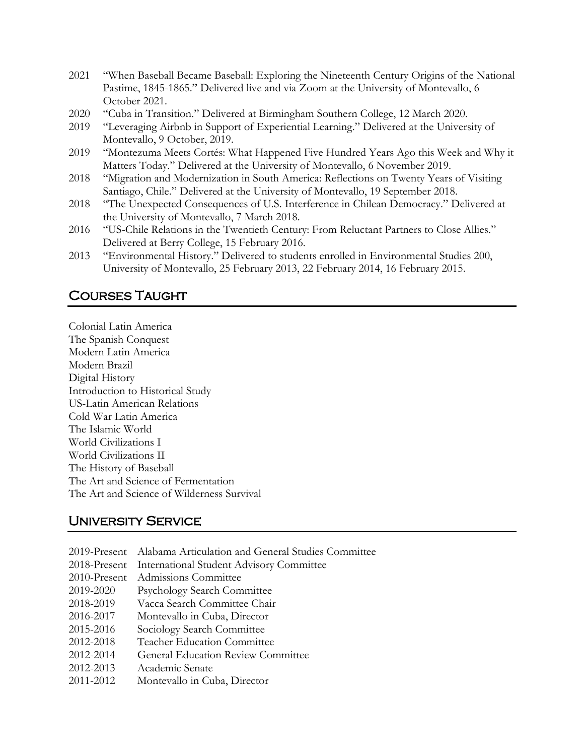2021 "When Baseball Became Baseball: Exploring the Nineteenth Century Origins of the National Pastime, 1845-1865." Delivered live and via Zoom at the University of Montevallo, 6 October 2021.

2020 "Cuba in Transition." Delivered at Birmingham Southern College, 12 March 2020.

2019 "Leveraging Airbnb in Support of Experiential Learning." Delivered at the University of Montevallo, 9 October, 2019.

2019 "Montezuma Meets Cortés: What Happened Five Hundred Years Ago this Week and Why it Matters Today." Delivered at the University of Montevallo, 6 November 2019.

2018 "Migration and Modernization in South America: Reflections on Twenty Years of Visiting Santiago, Chile." Delivered at the University of Montevallo, 19 September 2018.

2018 "The Unexpected Consequences of U.S. Interference in Chilean Democracy." Delivered at the University of Montevallo, 7 March 2018.

2016 "US-Chile Relations in the Twentieth Century: From Reluctant Partners to Close Allies." Delivered at Berry College, 15 February 2016.

2013 "Environmental History." Delivered to students enrolled in Environmental Studies 200, University of Montevallo, 25 February 2013, 22 February 2014, 16 February 2015.

## Courses Taught

Colonial Latin America
The Spanish Conquest
Modern Latin America
Modern Brazil
Digital History
Introduction to Historical Study
US-Latin American Relations
Cold War Latin America
The Islamic World
World Civilizations I
World Civilizations II
The History of Baseball
The Art and Science of Fermentation
The Art and Science of Wilderness Survival

## University Service

2019-Present Alabama Articulation and General Studies Committee
2018-Present International Student Advisory Committee
2010-Present Admissions Committee
2019-2020 Psychology Search Committee
2018-2019 Vacca Search Committee Chair
2016-2017 Montevallo in Cuba, Director
2015-2016 Sociology Search Committee
2012-2018 Teacher Education Committee
2012-2014 General Education Review Committee
2012-2013 Academic Senate
2011-2012 Montevallo in Cuba, Director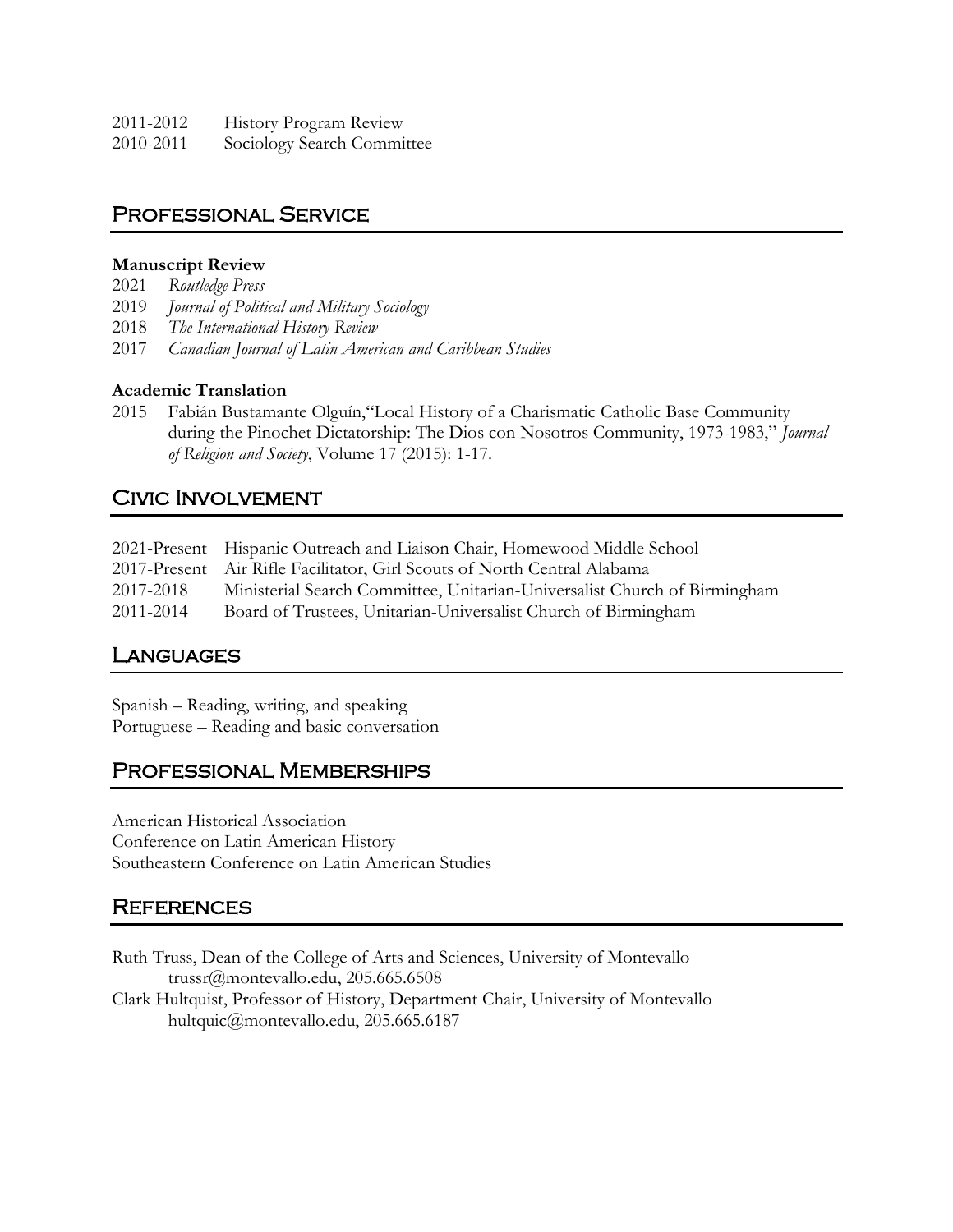2011-2012 History Program Review
2010-2011 Sociology Search Committee

## Professional Service

**Manuscript Review**

2021 *Routledge Press*
2019 *Journal of Political and Military Sociology*
2018 *The International History Review*
2017 *Canadian Journal of Latin American and Caribbean Studies*

**Academic Translation**

2015 Fabián Bustamante Olguín,"Local History of a Charismatic Catholic Base Community during the Pinochet Dictatorship: The Dios con Nosotros Community, 1973-1983," *Journal of Religion and Society*, Volume 17 (2015): 1-17.

## Civic Involvement

2021-Present Hispanic Outreach and Liaison Chair, Homewood Middle School
2017-Present Air Rifle Facilitator, Girl Scouts of North Central Alabama
2017-2018 Ministerial Search Committee, Unitarian-Universalist Church of Birmingham
2011-2014 Board of Trustees, Unitarian-Universalist Church of Birmingham

## Languages

Spanish – Reading, writing, and speaking
Portuguese – Reading and basic conversation

## Professional Memberships

American Historical Association
Conference on Latin American History
Southeastern Conference on Latin American Studies

## References

Ruth Truss, Dean of the College of Arts and Sciences, University of Montevallo
trussr@montevallo.edu, 205.665.6508
Clark Hultquist, Professor of History, Department Chair, University of Montevallo
hultquic@montevallo.edu, 205.665.6187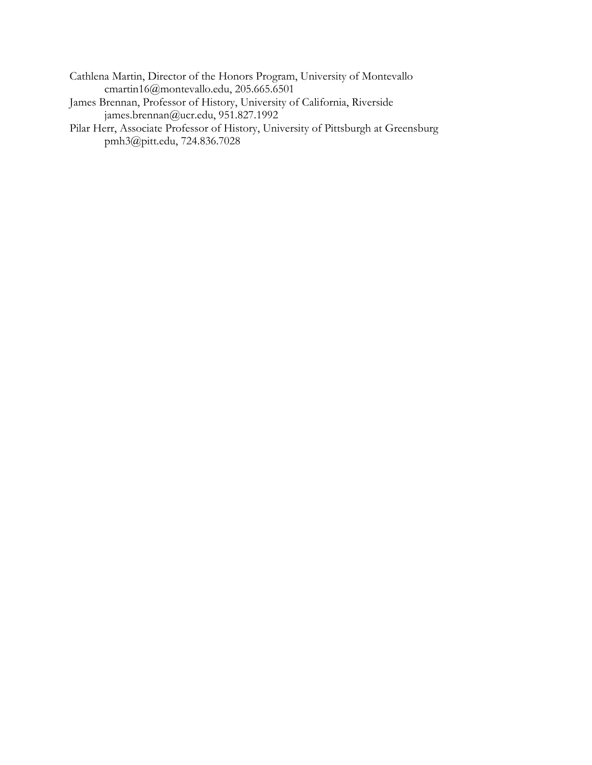Cathlena Martin, Director of the Honors Program, University of Montevallo
    cmartin16@montevallo.edu, 205.665.6501

James Brennan, Professor of History, University of California, Riverside
    james.brennan@ucr.edu, 951.827.1992

Pilar Herr, Associate Professor of History, University of Pittsburgh at Greensburg
    pmh3@pitt.edu, 724.836.7028